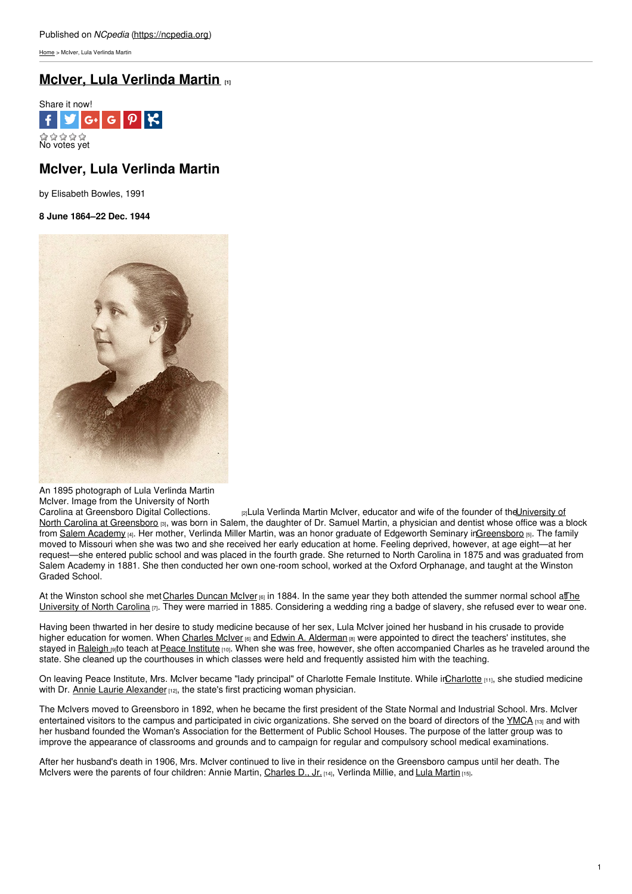Published on *NCpedia* (https://ncpedia.org)

Home > McIver, Lula Verlinda Martin

# McIver, Lula Verlinda Martin [1]

Share it now!

No votes yet

## McIver, Lula Verlinda Martin

by Elisabeth Bowles, 1991

**8 June 1864–22 Dec. 1944**

An 1895 photograph of Lula Verlinda Martin McIver. Image from the University of North Carolina at Greensboro Digital Collections. [2]

Lula Verlinda Martin McIver, educator and wife of the founder of the University of North Carolina at Greensboro [3], was born in Salem, the daughter of Dr. Samuel Martin, a physician and dentist whose office was a block from Salem Academy [4]. Her mother, Verlinda Miller Martin, was an honor graduate of Edgeworth Seminary in Greensboro [5]. The family moved to Missouri when she was two and she received her early education at home. Feeling deprived, however, at age eight—at her request—she entered public school and was placed in the fourth grade. She returned to North Carolina in 1875 and was graduated from Salem Academy in 1881. She then conducted her own one-room school, worked at the Oxford Orphanage, and taught at the Winston Graded School.

At the Winston school she met Charles Duncan McIver [6] in 1884. In the same year they both attended the summer normal school at The University of North Carolina [7]. They were married in 1885. Considering a wedding ring a badge of slavery, she refused ever to wear one.

Having been thwarted in her desire to study medicine because of her sex, Lula McIver joined her husband in his crusade to provide higher education for women. When Charles McIver [6] and Edwin A. Alderman [8] were appointed to direct the teachers' institutes, she stayed in Raleigh [9] to teach at Peace Institute [10]. When she was free, however, she often accompanied Charles as he traveled around the state. She cleaned up the courthouses in which classes were held and frequently assisted him with the teaching.

On leaving Peace Institute, Mrs. McIver became "lady principal" of Charlotte Female Institute. While in Charlotte [11], she studied medicine with Dr. Annie Laurie Alexander [12], the state's first practicing woman physician.

The McIvers moved to Greensboro in 1892, when he became the first president of the State Normal and Industrial School. Mrs. McIver entertained visitors to the campus and participated in civic organizations. She served on the board of directors of the YMCA [13] and with her husband founded the Woman's Association for the Betterment of Public School Houses. The purpose of the latter group was to improve the appearance of classrooms and grounds and to campaign for regular and compulsory school medical examinations.

After her husband's death in 1906, Mrs. McIver continued to live in their residence on the Greensboro campus until her death. The McIvers were the parents of four children: Annie Martin, Charles D., Jr. [14], Verlinda Millie, and Lula Martin [15].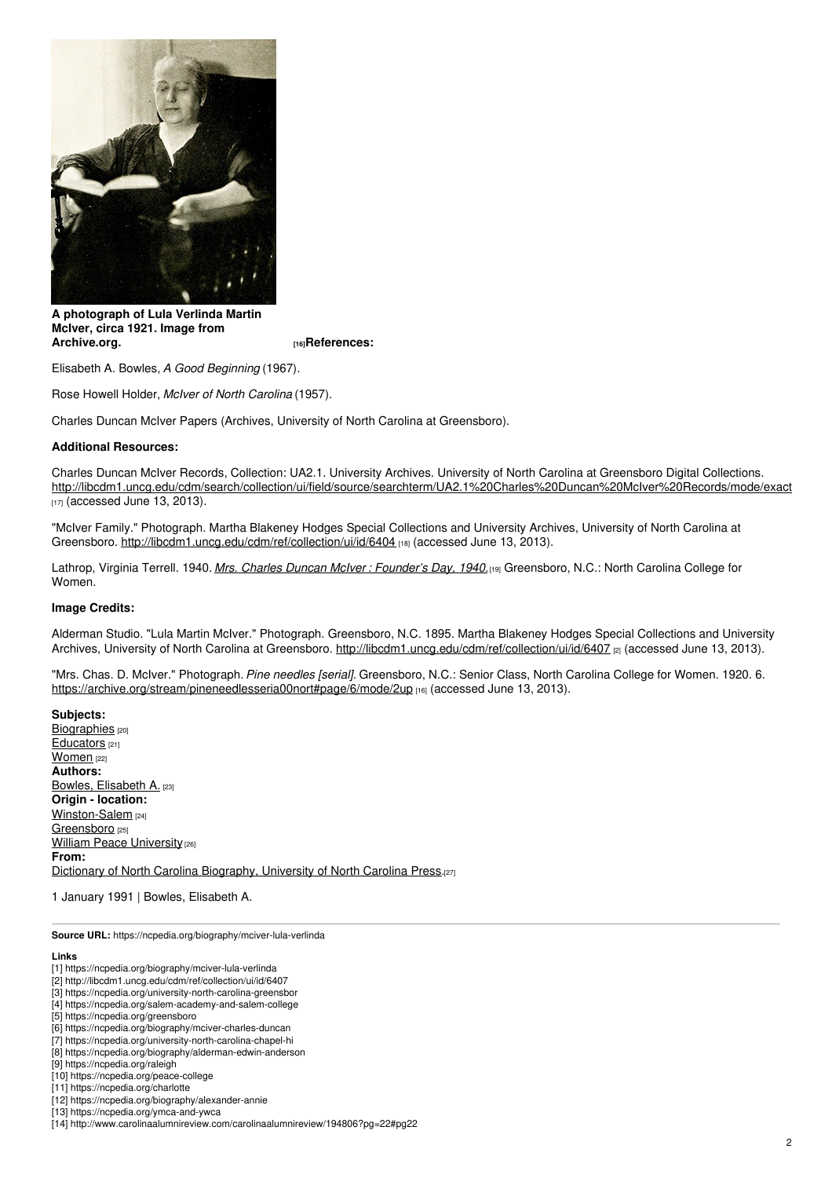**A photograph of Lula Verlinda Martin McIver, circa 1921. Image from Archive.org.** [16]

**References:**

Elisabeth A. Bowles, *A Good Beginning* (1967).

Rose Howell Holder, *McIver of North Carolina* (1957).

Charles Duncan McIver Papers (Archives, University of North Carolina at Greensboro).

**Additional Resources:**

Charles Duncan McIver Records, Collection: UA2.1. University Archives. University of North Carolina at Greensboro Digital Collections. http://libcdm1.uncg.edu/cdm/search/collection/ui/field/source/searchterm/UA2.1%20Charles%20Duncan%20McIver%20Records/mode/exact [17] (accessed June 13, 2013).

"McIver Family." Photograph. Martha Blakeney Hodges Special Collections and University Archives, University of North Carolina at Greensboro. http://libcdm1.uncg.edu/cdm/ref/collection/ui/id/6404 [18] (accessed June 13, 2013).

Lathrop, Virginia Terrell. 1940. *Mrs. Charles Duncan McIver : Founder's Day, 1940.* [19] Greensboro, N.C.: North Carolina College for Women.

**Image Credits:**

Alderman Studio. "Lula Martin McIver." Photograph. Greensboro, N.C. 1895. Martha Blakeney Hodges Special Collections and University Archives, University of North Carolina at Greensboro. http://libcdm1.uncg.edu/cdm/ref/collection/ui/id/6407 [2] (accessed June 13, 2013).

"Mrs. Chas. D. McIver." Photograph. *Pine needles [serial]*. Greensboro, N.C.: Senior Class, North Carolina College for Women. 1920. 6. https://archive.org/stream/pineneedlesseria00nort#page/6/mode/2up [16] (accessed June 13, 2013).

**Subjects:**
Biographies [20]
Educators [21]
Women [22]
**Authors:**
Bowles, Elisabeth A. [23]
**Origin - location:**
Winston-Salem [24]
Greensboro [25]
William Peace University [26]
**From:**
Dictionary of North Carolina Biography, University of North Carolina Press. [27]

1 January 1991 | Bowles, Elisabeth A.

**Source URL:** https://ncpedia.org/biography/mciver-lula-verlinda

**Links**
[1] https://ncpedia.org/biography/mciver-lula-verlinda
[2] http://libcdm1.uncg.edu/cdm/ref/collection/ui/id/6407
[3] https://ncpedia.org/university-north-carolina-greensbor
[4] https://ncpedia.org/salem-academy-and-salem-college
[5] https://ncpedia.org/greensboro
[6] https://ncpedia.org/biography/mciver-charles-duncan
[7] https://ncpedia.org/university-north-carolina-chapel-hi
[8] https://ncpedia.org/biography/alderman-edwin-anderson
[9] https://ncpedia.org/raleigh
[10] https://ncpedia.org/peace-college
[11] https://ncpedia.org/charlotte
[12] https://ncpedia.org/biography/alexander-annie
[13] https://ncpedia.org/ymca-and-ywca
[14] http://www.carolinaalumnireview.com/carolinaalumnireview/194806?pg=22#pg22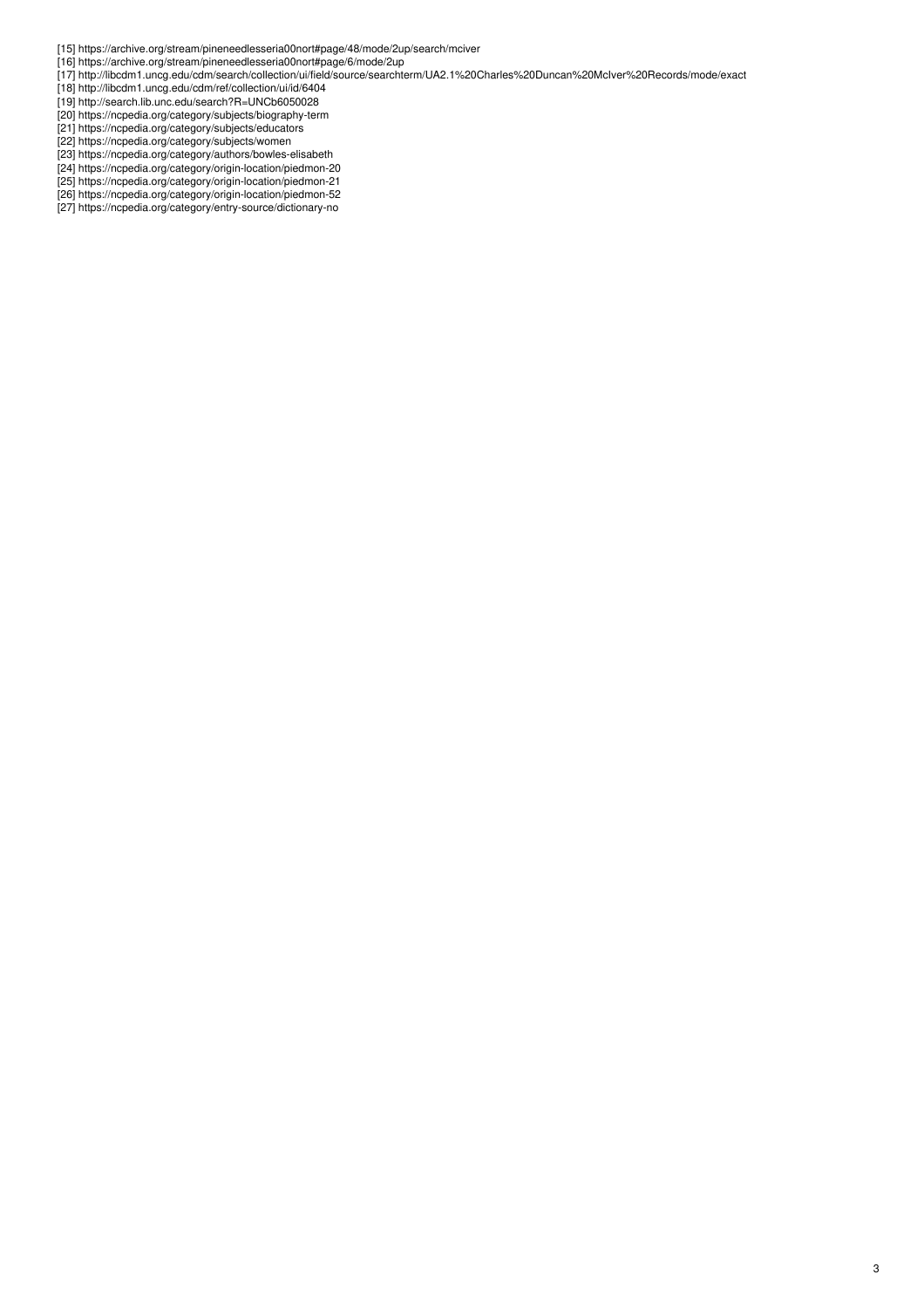[15] https://archive.org/stream/pineneedlesseria00nort#page/48/mode/2up/search/mciver
[16] https://archive.org/stream/pineneedlesseria00nort#page/6/mode/2up
[17] http://libcdm1.uncg.edu/cdm/search/collection/ui/field/source/searchterm/UA2.1%20Charles%20Duncan%20McIver%20Records/mode/exact
[18] http://libcdm1.uncg.edu/cdm/ref/collection/ui/id/6404
[19] http://search.lib.unc.edu/search?R=UNCb6050028
[20] https://ncpedia.org/category/subjects/biography-term
[21] https://ncpedia.org/category/subjects/educators
[22] https://ncpedia.org/category/subjects/women
[23] https://ncpedia.org/category/authors/bowles-elisabeth
[24] https://ncpedia.org/category/origin-location/piedmon-20
[25] https://ncpedia.org/category/origin-location/piedmon-21
[26] https://ncpedia.org/category/origin-location/piedmon-52
[27] https://ncpedia.org/category/entry-source/dictionary-no